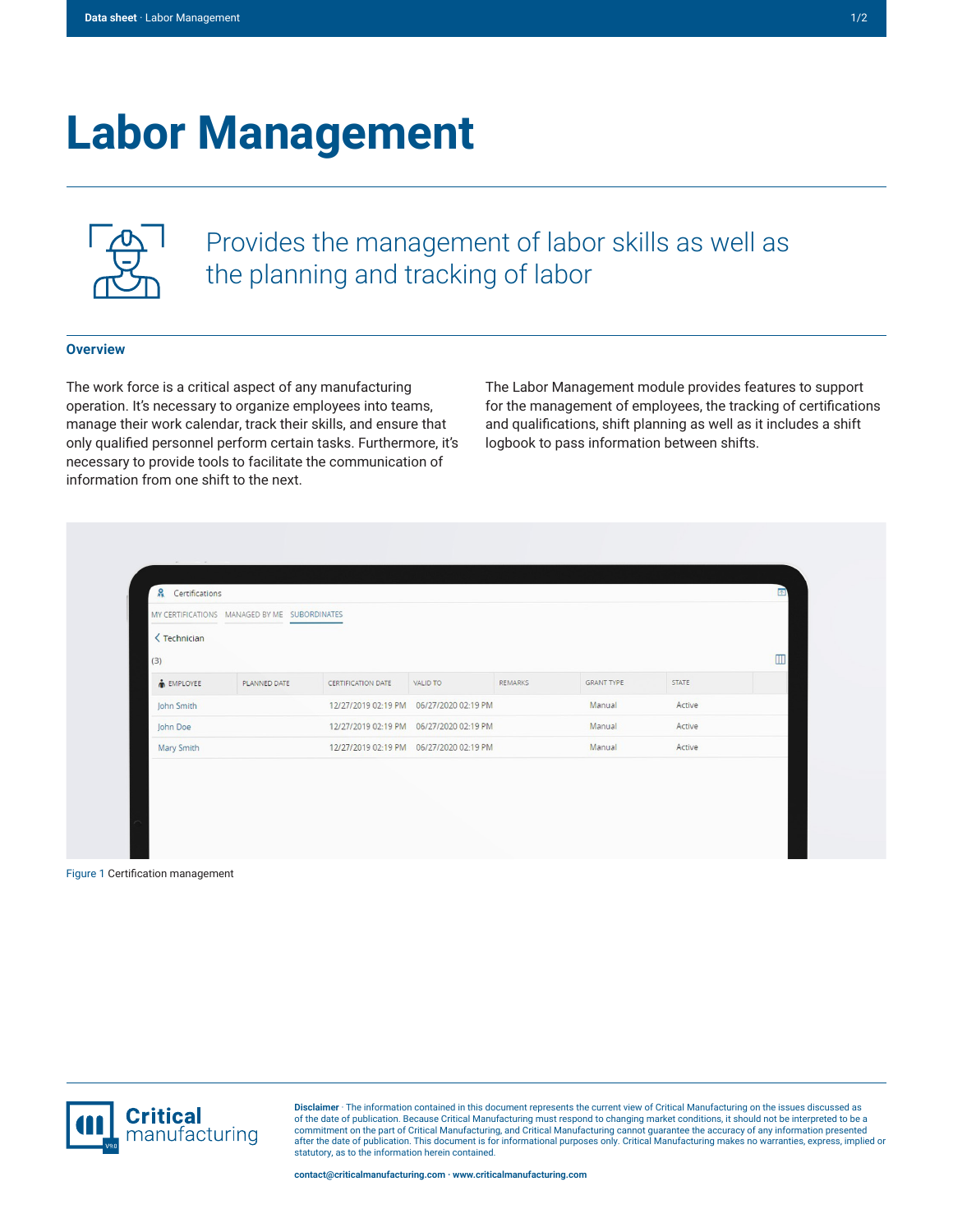# Labor Management

Provides the management of labor skills as well as the planning and tracking of labor

## Overview

The work force is a critical aspect of any manufacturing operation. It's necessary to organize employees into teams, manage their work calendar, track their skills, and ensure that only qualified personnel perform certain tasks. Furthermore, it's necessary to provide tools to facilitate the communication of information from one shift to the next.

The Labor Management module provides features to support for the management of employees, the tracking of certifications and qualifications, shift planning as well as it includes a shift logbook to pass information between shifts.

Figure 1 Certification management

**Disclaimer** · The information contained in this document represents the current view of Critical Manufacturing on the issues discussed as of the date of publication. Because Critical Manufacturing must respond to changing market conditions, it should not be interpreted to be a commitment on the part of Critical Manufacturing, and Critical Manufacturing cannot guarantee the accuracy of any information presented after the date of publication. This document is for informational purposes only. Critical Manufacturing makes no warranties, express, implied or statutory, as to the information herein contained.

**contact@criticalmanufacturing.com · www.criticalmanufacturing.com**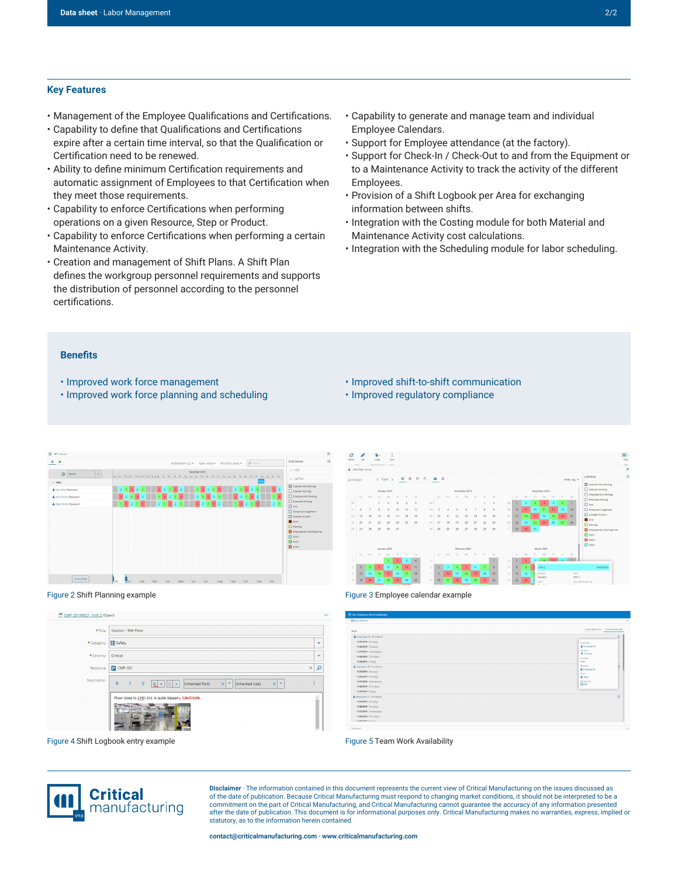## Key Features

- Management of the Employee Qualifications and Certifications.
- Capability to define that Qualifications and Certifications expire after a certain time interval, so that the Qualification or Certification need to be renewed.
- Ability to define minimum Certification requirements and automatic assignment of Employees to that Certification when they meet those requirements.
- Capability to enforce Certifications when performing operations on a given Resource, Step or Product.
- Capability to enforce Certifications when performing a certain Maintenance Activity.
- Creation and management of Shift Plans. A Shift Plan defines the workgroup personnel requirements and supports the distribution of personnel according to the personnel certifications.
- Capability to generate and manage team and individual Employee Calendars.
- Support for Employee attendance (at the factory).
- Support for Check-In / Check-Out to and from the Equipment or to a Maintenance Activity to track the activity of the different Employees.
- Provision of a Shift Logbook per Area for exchanging information between shifts.
- Integration with the Costing module for both Material and Maintenance Activity cost calculations.
- Integration with the Scheduling module for labor scheduling.

## Benefits

- Improved work force management
- Improved work force planning and scheduling
- Improved shift-to-shift communication
- Improved regulatory compliance

Figure 2 Shift Planning example

Figure 3 Employee calendar example

Figure 4 Shift Logbook entry example

Figure 5 Team Work Availability

**Disclaimer** · The information contained in this document represents the current view of Critical Manufacturing on the issues discussed as of the date of publication. Because Critical Manufacturing must respond to changing market conditions, it should not be interpreted to be a commitment on the part of Critical Manufacturing, and Critical Manufacturing cannot guarantee the accuracy of any information presented after the date of publication. This document is for informational purposes only. Critical Manufacturing makes no warranties, express, implied or statutory, as to the information herein contained.

**contact@criticalmanufacturing.com · www.criticalmanufacturing.com**